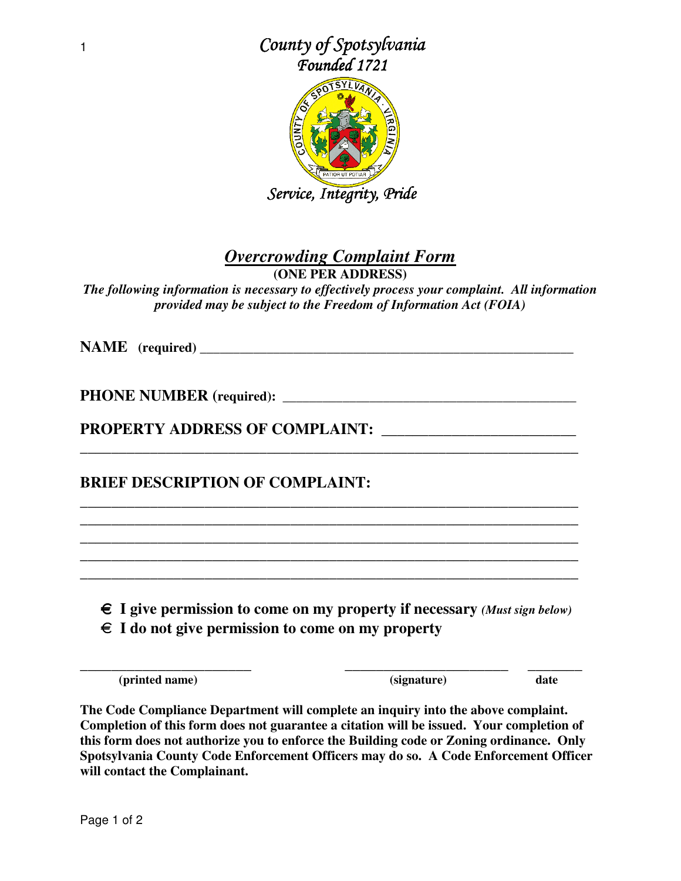*County of Spotsylvania*
*Founded 1721*

*Service, Integrity, Pride*

# ***Overcrowding Complaint Form***

**(ONE PER ADDRESS)**

***The following information is necessary to effectively process your complaint. All information provided may be subject to the Freedom of Information Act (FOIA)***

**NAME (required)** ________________________________________________________

**PHONE NUMBER (required):** ________________________________________

**PROPERTY ADDRESS OF COMPLAINT:** ________________________
______________________________________________________________________

**BRIEF DESCRIPTION OF COMPLAINT:**
______________________________________________________________________
______________________________________________________________________
______________________________________________________________________
______________________________________________________________________
______________________________________________________________________

- € **I give permission to come on my property if necessary** ***(Must sign below)***
- € **I do not give permission to come on my property**

| ________________________ | ________________________ | ________ |
|---|---|---|
| **(printed name)** | **(signature)** | **date** |

**The Code Compliance Department will complete an inquiry into the above complaint. Completion of this form does not guarantee a citation will be issued. Your completion of this form does not authorize you to enforce the Building code or Zoning ordinance. Only Spotsylvania County Code Enforcement Officers may do so. A Code Enforcement Officer will contact the Complainant.**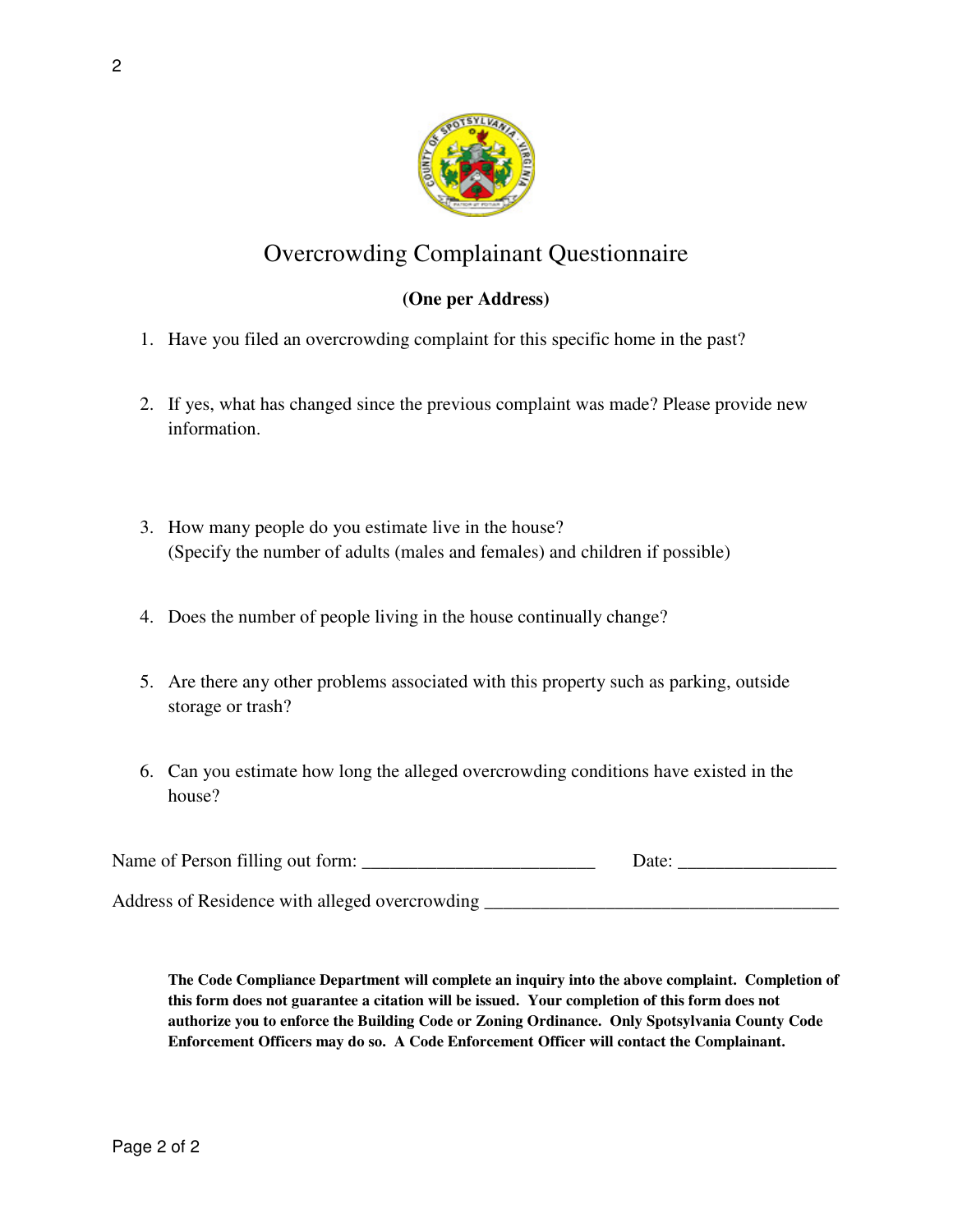# Overcrowding Complainant Questionnaire

**(One per Address)**

1. Have you filed an overcrowding complaint for this specific home in the past?

2. If yes, what has changed since the previous complaint was made? Please provide new information.

3. How many people do you estimate live in the house? (Specify the number of adults (males and females) and children if possible)

4. Does the number of people living in the house continually change?

5. Are there any other problems associated with this property such as parking, outside storage or trash?

6. Can you estimate how long the alleged overcrowding conditions have existed in the house?

Name of Person filling out form: _________________________ Date: _________________

Address of Residence with alleged overcrowding ______________________________________

**The Code Compliance Department will complete an inquiry into the above complaint. Completion of this form does not guarantee a citation will be issued. Your completion of this form does not authorize you to enforce the Building Code or Zoning Ordinance. Only Spotsylvania County Code Enforcement Officers may do so. A Code Enforcement Officer will contact the Complainant.**